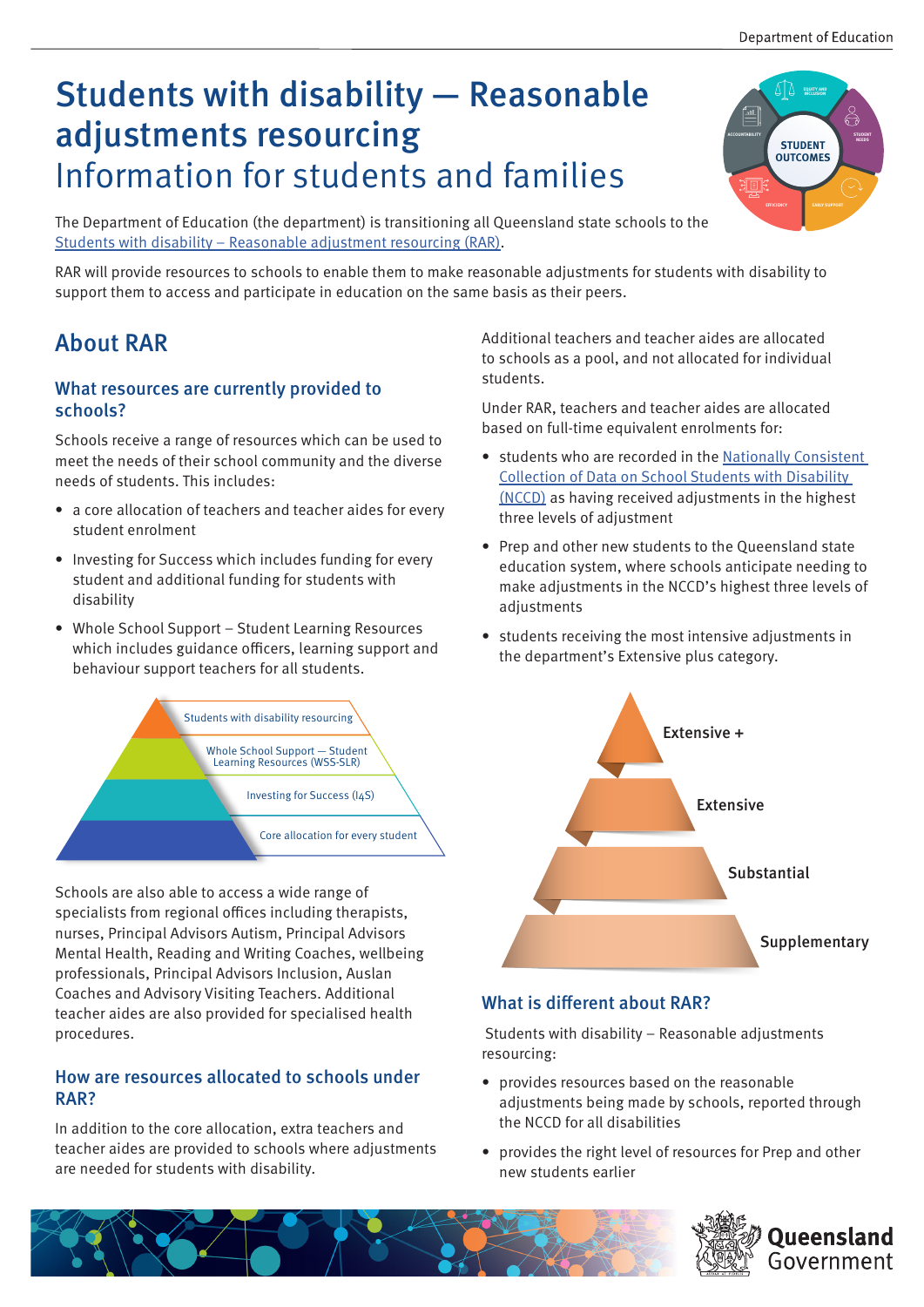# Students with disability — Reasonable adjustments resourcing

## Information for students and families

The Department of Education (the department) is transitioning all Queensland state schools to the Students with disability – Reasonable adjustment resourcing (RAR).

RAR will provide resources to schools to enable them to make reasonable adjustments for students with disability to support them to access and participate in education on the same basis as their peers.

## About RAR

### What resources are currently provided to schools?

Schools receive a range of resources which can be used to meet the needs of their school community and the diverse needs of students. This includes:

- a core allocation of teachers and teacher aides for every student enrolment
- Investing for Success which includes funding for every student and additional funding for students with disability
- Whole School Support – Student Learning Resources which includes guidance officers, learning support and behaviour support teachers for all students.

- Students with disability resourcing
- Whole School Support — Student Learning Resources (WSS-SLR)
- Investing for Success (I4S)
- Core allocation for every student

Schools are also able to access a wide range of specialists from regional offices including therapists, nurses, Principal Advisors Autism, Principal Advisors Mental Health, Reading and Writing Coaches, wellbeing professionals, Principal Advisors Inclusion, Auslan Coaches and Advisory Visiting Teachers. Additional teacher aides are also provided for specialised health procedures.

### How are resources allocated to schools under RAR?

In addition to the core allocation, extra teachers and teacher aides are provided to schools where adjustments are needed for students with disability.

Additional teachers and teacher aides are allocated to schools as a pool, and not allocated for individual students.

Under RAR, teachers and teacher aides are allocated based on full-time equivalent enrolments for:

- students who are recorded in the Nationally Consistent Collection of Data on School Students with Disability (NCCD) as having received adjustments in the highest three levels of adjustment
- Prep and other new students to the Queensland state education system, where schools anticipate needing to make adjustments in the NCCD's highest three levels of adjustments
- students receiving the most intensive adjustments in the department's Extensive plus category.

- Extensive +
- Extensive
- Substantial
- Supplementary

### What is different about RAR?

Students with disability – Reasonable adjustments resourcing:

- provides resources based on the reasonable adjustments being made by schools, reported through the NCCD for all disabilities
- provides the right level of resources for Prep and other new students earlier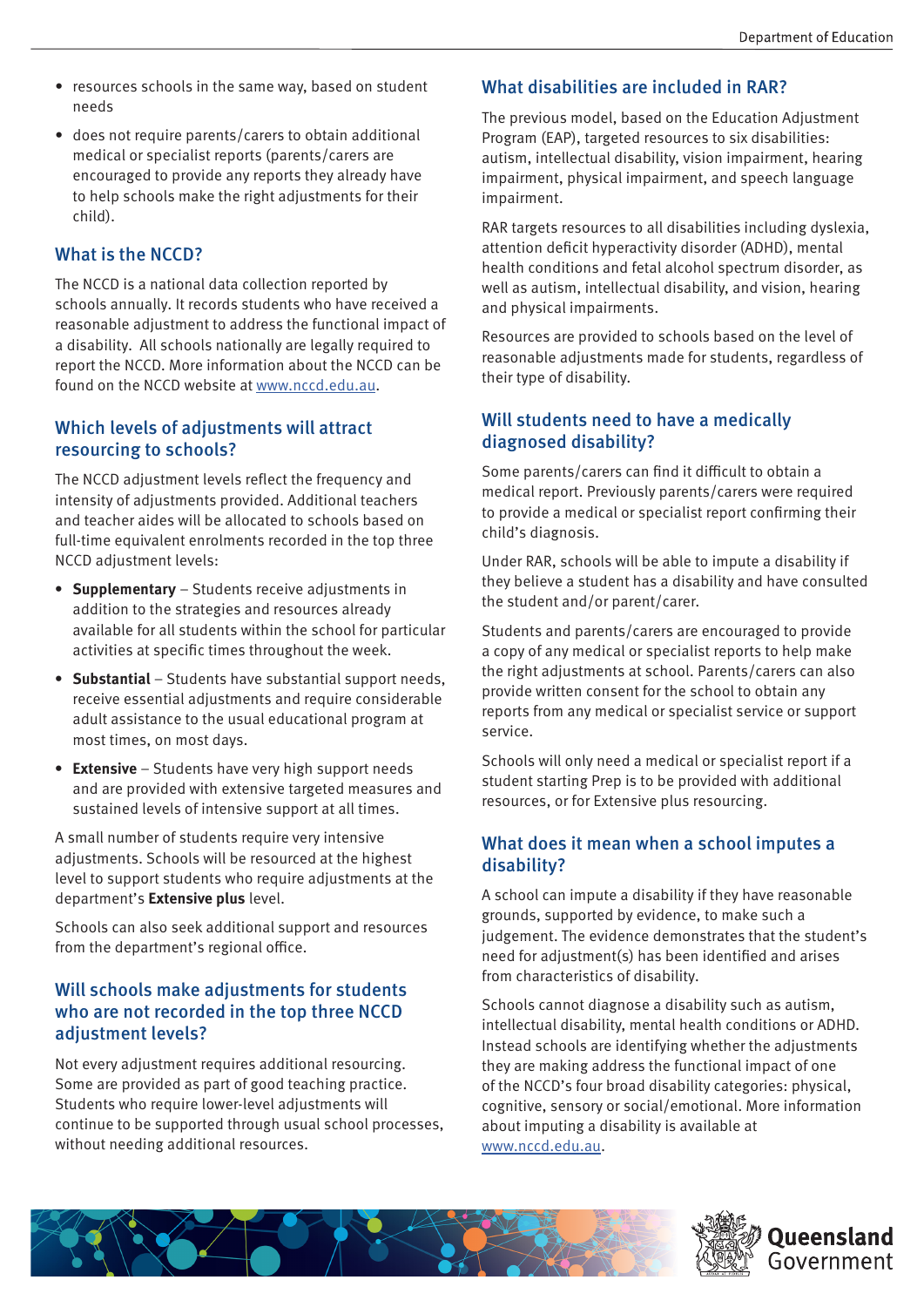- resources schools in the same way, based on student needs
- does not require parents/carers to obtain additional medical or specialist reports (parents/carers are encouraged to provide any reports they already have to help schools make the right adjustments for their child).

## What is the NCCD?

The NCCD is a national data collection reported by schools annually. It records students who have received a reasonable adjustment to address the functional impact of a disability. All schools nationally are legally required to report the NCCD. More information about the NCCD can be found on the NCCD website at www.nccd.edu.au.

## Which levels of adjustments will attract resourcing to schools?

The NCCD adjustment levels reflect the frequency and intensity of adjustments provided. Additional teachers and teacher aides will be allocated to schools based on full-time equivalent enrolments recorded in the top three NCCD adjustment levels:

- **Supplementary** – Students receive adjustments in addition to the strategies and resources already available for all students within the school for particular activities at specific times throughout the week.
- **Substantial** – Students have substantial support needs, receive essential adjustments and require considerable adult assistance to the usual educational program at most times, on most days.
- **Extensive** – Students have very high support needs and are provided with extensive targeted measures and sustained levels of intensive support at all times.

A small number of students require very intensive adjustments. Schools will be resourced at the highest level to support students who require adjustments at the department's **Extensive plus** level.

Schools can also seek additional support and resources from the department's regional office.

## Will schools make adjustments for students who are not recorded in the top three NCCD adjustment levels?

Not every adjustment requires additional resourcing. Some are provided as part of good teaching practice. Students who require lower-level adjustments will continue to be supported through usual school processes, without needing additional resources.

## What disabilities are included in RAR?

The previous model, based on the Education Adjustment Program (EAP), targeted resources to six disabilities: autism, intellectual disability, vision impairment, hearing impairment, physical impairment, and speech language impairment.

RAR targets resources to all disabilities including dyslexia, attention deficit hyperactivity disorder (ADHD), mental health conditions and fetal alcohol spectrum disorder, as well as autism, intellectual disability, and vision, hearing and physical impairments.

Resources are provided to schools based on the level of reasonable adjustments made for students, regardless of their type of disability.

## Will students need to have a medically diagnosed disability?

Some parents/carers can find it difficult to obtain a medical report. Previously parents/carers were required to provide a medical or specialist report confirming their child's diagnosis.

Under RAR, schools will be able to impute a disability if they believe a student has a disability and have consulted the student and/or parent/carer.

Students and parents/carers are encouraged to provide a copy of any medical or specialist reports to help make the right adjustments at school. Parents/carers can also provide written consent for the school to obtain any reports from any medical or specialist service or support service.

Schools will only need a medical or specialist report if a student starting Prep is to be provided with additional resources, or for Extensive plus resourcing.

## What does it mean when a school imputes a disability?

A school can impute a disability if they have reasonable grounds, supported by evidence, to make such a judgement. The evidence demonstrates that the student's need for adjustment(s) has been identified and arises from characteristics of disability.

Schools cannot diagnose a disability such as autism, intellectual disability, mental health conditions or ADHD. Instead schools are identifying whether the adjustments they are making address the functional impact of one of the NCCD's four broad disability categories: physical, cognitive, sensory or social/emotional. More information about imputing a disability is available at www.nccd.edu.au.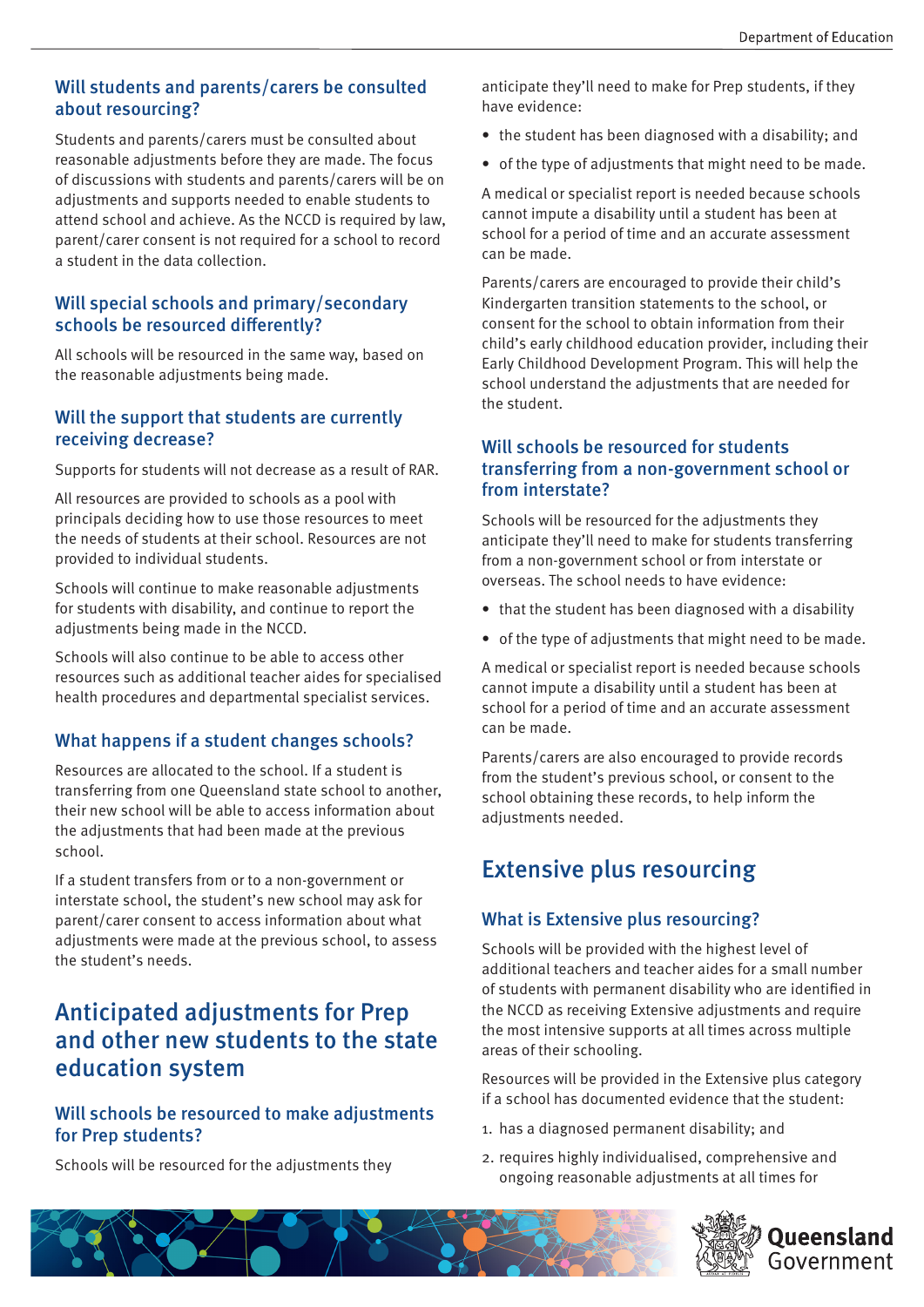### Will students and parents/carers be consulted about resourcing?

Students and parents/carers must be consulted about reasonable adjustments before they are made. The focus of discussions with students and parents/carers will be on adjustments and supports needed to enable students to attend school and achieve. As the NCCD is required by law, parent/carer consent is not required for a school to record a student in the data collection.

### Will special schools and primary/secondary schools be resourced differently?

All schools will be resourced in the same way, based on the reasonable adjustments being made.

### Will the support that students are currently receiving decrease?

Supports for students will not decrease as a result of RAR.

All resources are provided to schools as a pool with principals deciding how to use those resources to meet the needs of students at their school. Resources are not provided to individual students.

Schools will continue to make reasonable adjustments for students with disability, and continue to report the adjustments being made in the NCCD.

Schools will also continue to be able to access other resources such as additional teacher aides for specialised health procedures and departmental specialist services.

### What happens if a student changes schools?

Resources are allocated to the school. If a student is transferring from one Queensland state school to another, their new school will be able to access information about the adjustments that had been made at the previous school.

If a student transfers from or to a non-government or interstate school, the student's new school may ask for parent/carer consent to access information about what adjustments were made at the previous school, to assess the student's needs.

## Anticipated adjustments for Prep and other new students to the state education system

### Will schools be resourced to make adjustments for Prep students?

Schools will be resourced for the adjustments they anticipate they'll need to make for Prep students, if they have evidence:

- the student has been diagnosed with a disability; and
- of the type of adjustments that might need to be made.

A medical or specialist report is needed because schools cannot impute a disability until a student has been at school for a period of time and an accurate assessment can be made.

Parents/carers are encouraged to provide their child's Kindergarten transition statements to the school, or consent for the school to obtain information from their child's early childhood education provider, including their Early Childhood Development Program. This will help the school understand the adjustments that are needed for the student.

### Will schools be resourced for students transferring from a non-government school or from interstate?

Schools will be resourced for the adjustments they anticipate they'll need to make for students transferring from a non-government school or from interstate or overseas. The school needs to have evidence:

- that the student has been diagnosed with a disability
- of the type of adjustments that might need to be made.

A medical or specialist report is needed because schools cannot impute a disability until a student has been at school for a period of time and an accurate assessment can be made.

Parents/carers are also encouraged to provide records from the student's previous school, or consent to the school obtaining these records, to help inform the adjustments needed.

## Extensive plus resourcing

### What is Extensive plus resourcing?

Schools will be provided with the highest level of additional teachers and teacher aides for a small number of students with permanent disability who are identified in the NCCD as receiving Extensive adjustments and require the most intensive supports at all times across multiple areas of their schooling.

Resources will be provided in the Extensive plus category if a school has documented evidence that the student:

1. has a diagnosed permanent disability; and
2. requires highly individualised, comprehensive and ongoing reasonable adjustments at all times for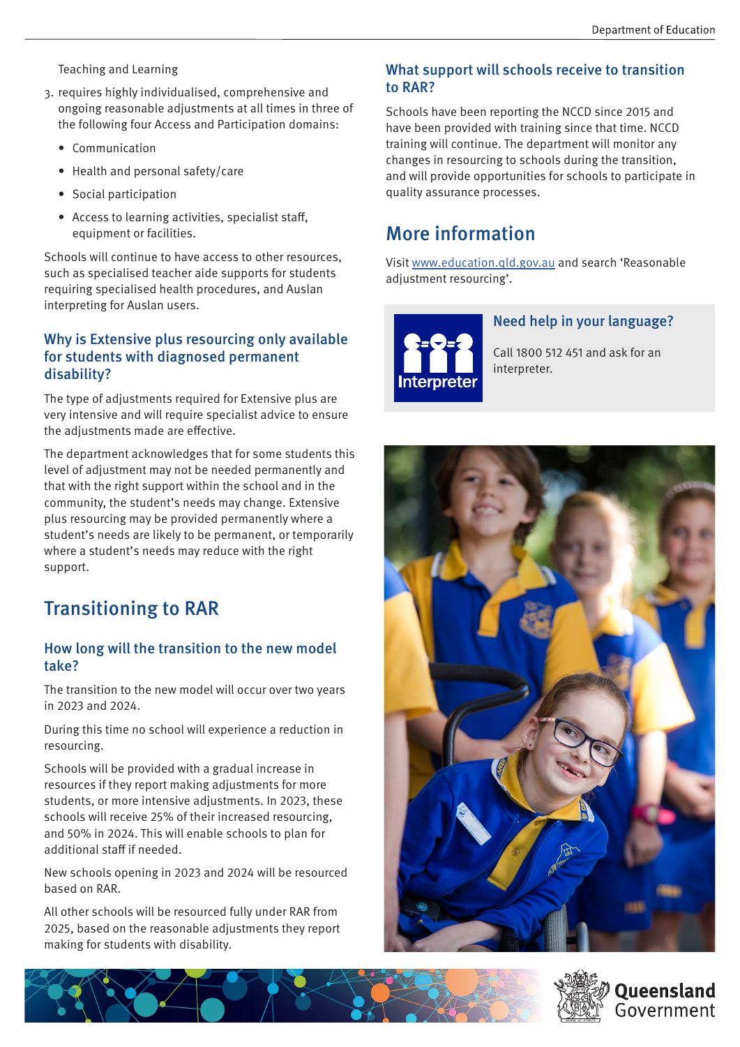Teaching and Learning

3. requires highly individualised, comprehensive and ongoing reasonable adjustments at all times in three of the following four Access and Participation domains:
   - Communication
   - Health and personal safety/care
   - Social participation
   - Access to learning activities, specialist staff, equipment or facilities.

Schools will continue to have access to other resources, such as specialised teacher aide supports for students requiring specialised health procedures, and Auslan interpreting for Auslan users.

### Why is Extensive plus resourcing only available for students with diagnosed permanent disability?

The type of adjustments required for Extensive plus are very intensive and will require specialist advice to ensure the adjustments made are effective.

The department acknowledges that for some students this level of adjustment may not be needed permanently and that with the right support within the school and in the community, the student's needs may change. Extensive plus resourcing may be provided permanently where a student's needs are likely to be permanent, or temporarily where a student's needs may reduce with the right support.

## Transitioning to RAR

### How long will the transition to the new model take?

The transition to the new model will occur over two years in 2023 and 2024.

During this time no school will experience a reduction in resourcing.

Schools will be provided with a gradual increase in resources if they report making adjustments for more students, or more intensive adjustments. In 2023, these schools will receive 25% of their increased resourcing, and 50% in 2024. This will enable schools to plan for additional staff if needed.

New schools opening in 2023 and 2024 will be resourced based on RAR.

All other schools will be resourced fully under RAR from 2025, based on the reasonable adjustments they report making for students with disability.

### What support will schools receive to transition to RAR?

Schools have been reporting the NCCD since 2015 and have been provided with training since that time. NCCD training will continue. The department will monitor any changes in resourcing to schools during the transition, and will provide opportunities for schools to participate in quality assurance processes.

## More information

Visit www.education.qld.gov.au and search 'Reasonable adjustment resourcing'.

### Need help in your language?

Call 1800 512 451 and ask for an interpreter.